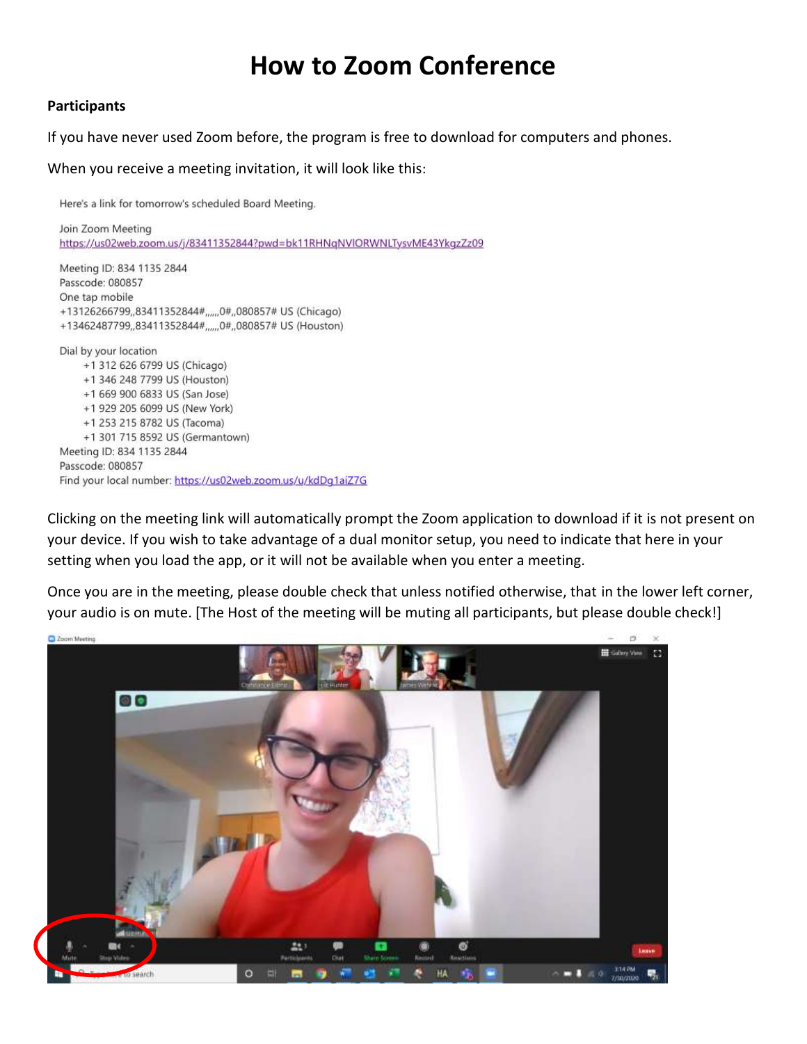# How to Zoom Conference

**Participants**

If you have never used Zoom before, the program is free to download for computers and phones.

When you receive a meeting invitation, it will look like this:

Here's a link for tomorrow's scheduled Board Meeting.

Join Zoom Meeting
https://us02web.zoom.us/j/83411352844?pwd=bk11RHNqNVlORWNLTysvME43YkgzZz09

Meeting ID: 834 1135 2844
Passcode: 080857
One tap mobile
+13126266799,,83411352844#,,,,,,0#,,080857# US (Chicago)
+13462487799,,83411352844#,,,,,,0#,,080857# US (Houston)

Dial by your location
+1 312 626 6799 US (Chicago)
+1 346 248 7799 US (Houston)
+1 669 900 6833 US (San Jose)
+1 929 205 6099 US (New York)
+1 253 215 8782 US (Tacoma)
+1 301 715 8592 US (Germantown)
Meeting ID: 834 1135 2844
Passcode: 080857
Find your local number: https://us02web.zoom.us/u/kdDg1aiZ7G

Clicking on the meeting link will automatically prompt the Zoom application to download if it is not present on your device. If you wish to take advantage of a dual monitor setup, you need to indicate that here in your setting when you load the app, or it will not be available when you enter a meeting.

Once you are in the meeting, please double check that unless notified otherwise, that in the lower left corner, your audio is on mute. [The Host of the meeting will be muting all participants, but please double check!]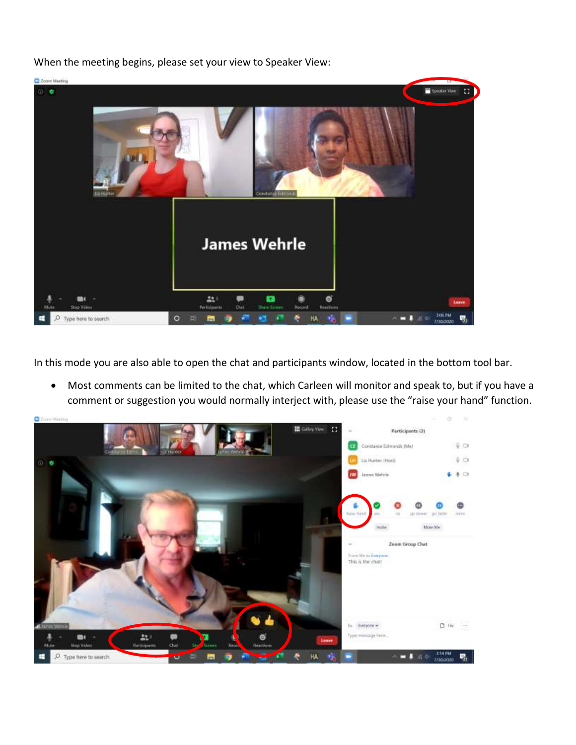When the meeting begins, please set your view to Speaker View:

In this mode you are also able to open the chat and participants window, located in the bottom tool bar.

- Most comments can be limited to the chat, which Carleen will monitor and speak to, but if you have a comment or suggestion you would normally interject with, please use the “raise your hand” function.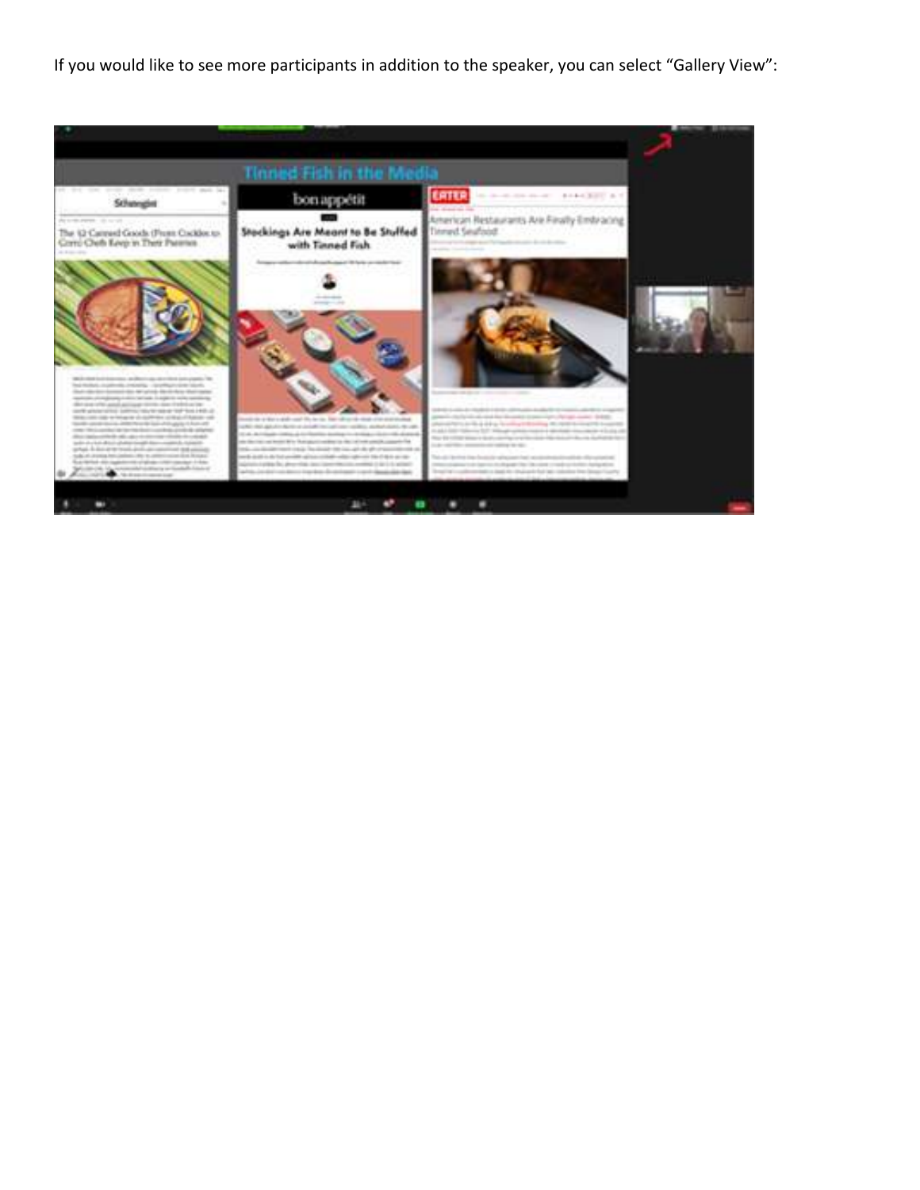If you would like to see more participants in addition to the speaker, you can select “Gallery View”: